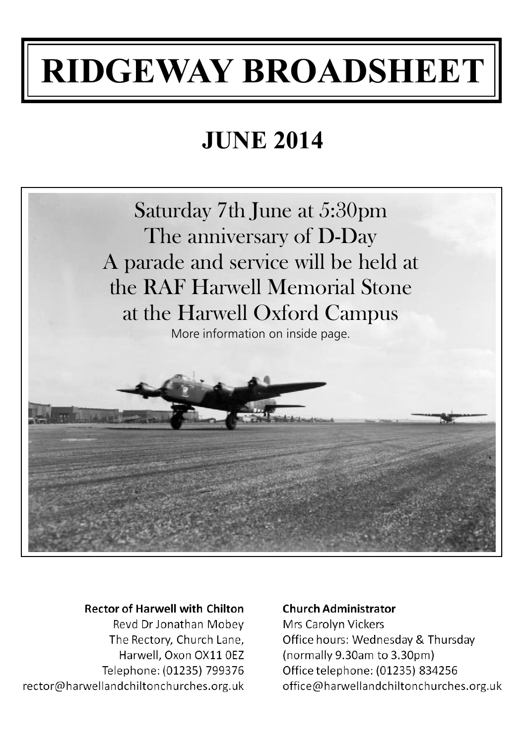# RIDGEWAY BROADSHEET

## JUNE 2014

Saturday 7th June at 5:30pm
The anniversary of D-Day
A parade and service will be held at
the RAF Harwell Memorial Stone
at the Harwell Oxford Campus

More information on inside page.

**Rector of Harwell with Chilton**
Revd Dr Jonathan Mobey
The Rectory, Church Lane,
Harwell, Oxon OX11 0EZ
Telephone: (01235) 799376
rector@harwellandchiltonchurches.org.uk

**Church Administrator**
Mrs Carolyn Vickers
Office hours: Wednesday & Thursday
(normally 9.30am to 3.30pm)
Office telephone: (01235) 834256
office@harwellandchiltonchurches.org.uk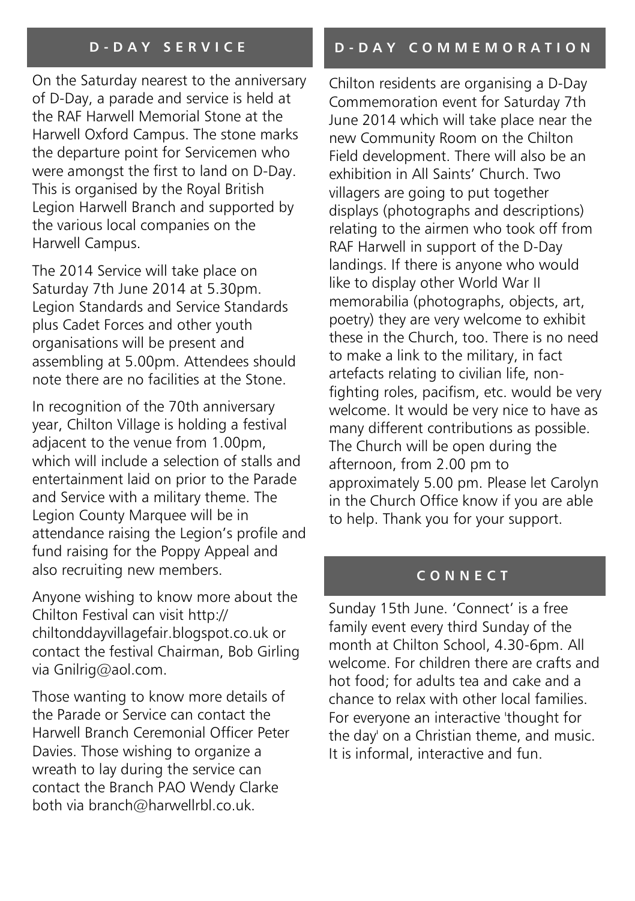## D-DAY SERVICE

On the Saturday nearest to the anniversary of D-Day, a parade and service is held at the RAF Harwell Memorial Stone at the Harwell Oxford Campus. The stone marks the departure point for Servicemen who were amongst the first to land on D-Day. This is organised by the Royal British Legion Harwell Branch and supported by the various local companies on the Harwell Campus.

The 2014 Service will take place on Saturday 7th June 2014 at 5.30pm. Legion Standards and Service Standards plus Cadet Forces and other youth organisations will be present and assembling at 5.00pm. Attendees should note there are no facilities at the Stone.

In recognition of the 70th anniversary year, Chilton Village is holding a festival adjacent to the venue from 1.00pm, which will include a selection of stalls and entertainment laid on prior to the Parade and Service with a military theme. The Legion County Marquee will be in attendance raising the Legion's profile and fund raising for the Poppy Appeal and also recruiting new members.

Anyone wishing to know more about the Chilton Festival can visit http://chiltonddayvillagefair.blogspot.co.uk or contact the festival Chairman, Bob Girling via Gnilrig@aol.com.

Those wanting to know more details of the Parade or Service can contact the Harwell Branch Ceremonial Officer Peter Davies. Those wishing to organize a wreath to lay during the service can contact the Branch PAO Wendy Clarke both via branch@harwellrbl.co.uk.

## D-DAY COMMEMORATION

Chilton residents are organising a D-Day Commemoration event for Saturday 7th June 2014 which will take place near the new Community Room on the Chilton Field development. There will also be an exhibition in All Saints' Church. Two villagers are going to put together displays (photographs and descriptions) relating to the airmen who took off from RAF Harwell in support of the D-Day landings. If there is anyone who would like to display other World War II memorabilia (photographs, objects, art, poetry) they are very welcome to exhibit these in the Church, too. There is no need to make a link to the military, in fact artefacts relating to civilian life, non-fighting roles, pacifism, etc. would be very welcome. It would be very nice to have as many different contributions as possible. The Church will be open during the afternoon, from 2.00 pm to approximately 5.00 pm. Please let Carolyn in the Church Office know if you are able to help. Thank you for your support.

## CONNECT

Sunday 15th June. 'Connect' is a free family event every third Sunday of the month at Chilton School, 4.30-6pm. All welcome. For children there are crafts and hot food; for adults tea and cake and a chance to relax with other local families. For everyone an interactive 'thought for the day' on a Christian theme, and music. It is informal, interactive and fun.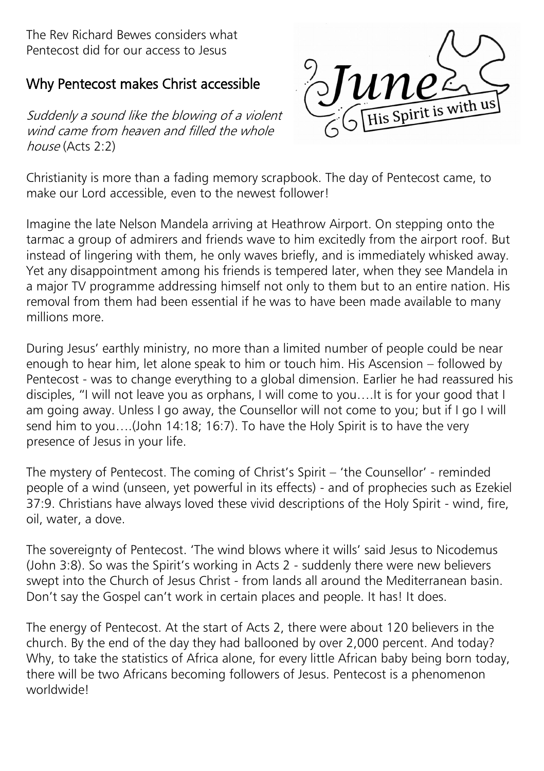The Rev Richard Bewes considers what Pentecost did for our access to Jesus

## Why Pentecost makes Christ accessible

June

His Spirit is with us

*Suddenly a sound like the blowing of a violent wind came from heaven and filled the whole house* (Acts 2:2)

Christianity is more than a fading memory scrapbook. The day of Pentecost came, to make our Lord accessible, even to the newest follower!

Imagine the late Nelson Mandela arriving at Heathrow Airport. On stepping onto the tarmac a group of admirers and friends wave to him excitedly from the airport roof. But instead of lingering with them, he only waves briefly, and is immediately whisked away. Yet any disappointment among his friends is tempered later, when they see Mandela in a major TV programme addressing himself not only to them but to an entire nation. His removal from them had been essential if he was to have been made available to many millions more.

During Jesus' earthly ministry, no more than a limited number of people could be near enough to hear him, let alone speak to him or touch him. His Ascension – followed by Pentecost - was to change everything to a global dimension. Earlier he had reassured his disciples, "I will not leave you as orphans, I will come to you….It is for your good that I am going away. Unless I go away, the Counsellor will not come to you; but if I go I will send him to you….(John 14:18; 16:7). To have the Holy Spirit is to have the very presence of Jesus in your life.

The mystery of Pentecost. The coming of Christ's Spirit – 'the Counsellor' - reminded people of a wind (unseen, yet powerful in its effects) - and of prophecies such as Ezekiel 37:9. Christians have always loved these vivid descriptions of the Holy Spirit - wind, fire, oil, water, a dove.

The sovereignty of Pentecost. 'The wind blows where it wills' said Jesus to Nicodemus (John 3:8). So was the Spirit's working in Acts 2 - suddenly there were new believers swept into the Church of Jesus Christ - from lands all around the Mediterranean basin. Don't say the Gospel can't work in certain places and people. It has! It does.

The energy of Pentecost. At the start of Acts 2, there were about 120 believers in the church. By the end of the day they had ballooned by over 2,000 percent. And today? Why, to take the statistics of Africa alone, for every little African baby being born today, there will be two Africans becoming followers of Jesus. Pentecost is a phenomenon worldwide!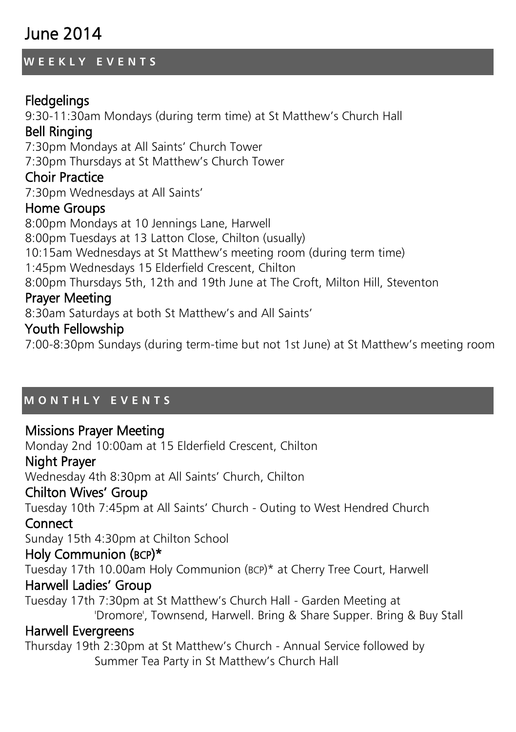# June 2014

## WEEKLY EVENTS

### Fledgelings

9:30-11:30am Mondays (during term time) at St Matthew's Church Hall

### Bell Ringing

7:30pm Mondays at All Saints' Church Tower
7:30pm Thursdays at St Matthew's Church Tower

### Choir Practice

7:30pm Wednesdays at All Saints'

### Home Groups

8:00pm Mondays at 10 Jennings Lane, Harwell
8:00pm Tuesdays at 13 Latton Close, Chilton (usually)
10:15am Wednesdays at St Matthew's meeting room (during term time)
1:45pm Wednesdays 15 Elderfield Crescent, Chilton
8:00pm Thursdays 5th, 12th and 19th June at The Croft, Milton Hill, Steventon

### Prayer Meeting

8:30am Saturdays at both St Matthew's and All Saints'

### Youth Fellowship

7:00-8:30pm Sundays (during term-time but not 1st June) at St Matthew's meeting room

## MONTHLY EVENTS

### Missions Prayer Meeting

Monday 2nd 10:00am at 15 Elderfield Crescent, Chilton

### Night Prayer

Wednesday 4th 8:30pm at All Saints' Church, Chilton

### Chilton Wives' Group

Tuesday 10th 7:45pm at All Saints' Church - Outing to West Hendred Church

### Connect

Sunday 15th 4:30pm at Chilton School

### Holy Communion (BCP)*

Tuesday 17th 10.00am Holy Communion (BCP)* at Cherry Tree Court, Harwell

### Harwell Ladies' Group

Tuesday 17th 7:30pm at St Matthew's Church Hall - Garden Meeting at 'Dromore', Townsend, Harwell. Bring & Share Supper. Bring & Buy Stall

### Harwell Evergreens

Thursday 19th 2:30pm at St Matthew's Church - Annual Service followed by Summer Tea Party in St Matthew's Church Hall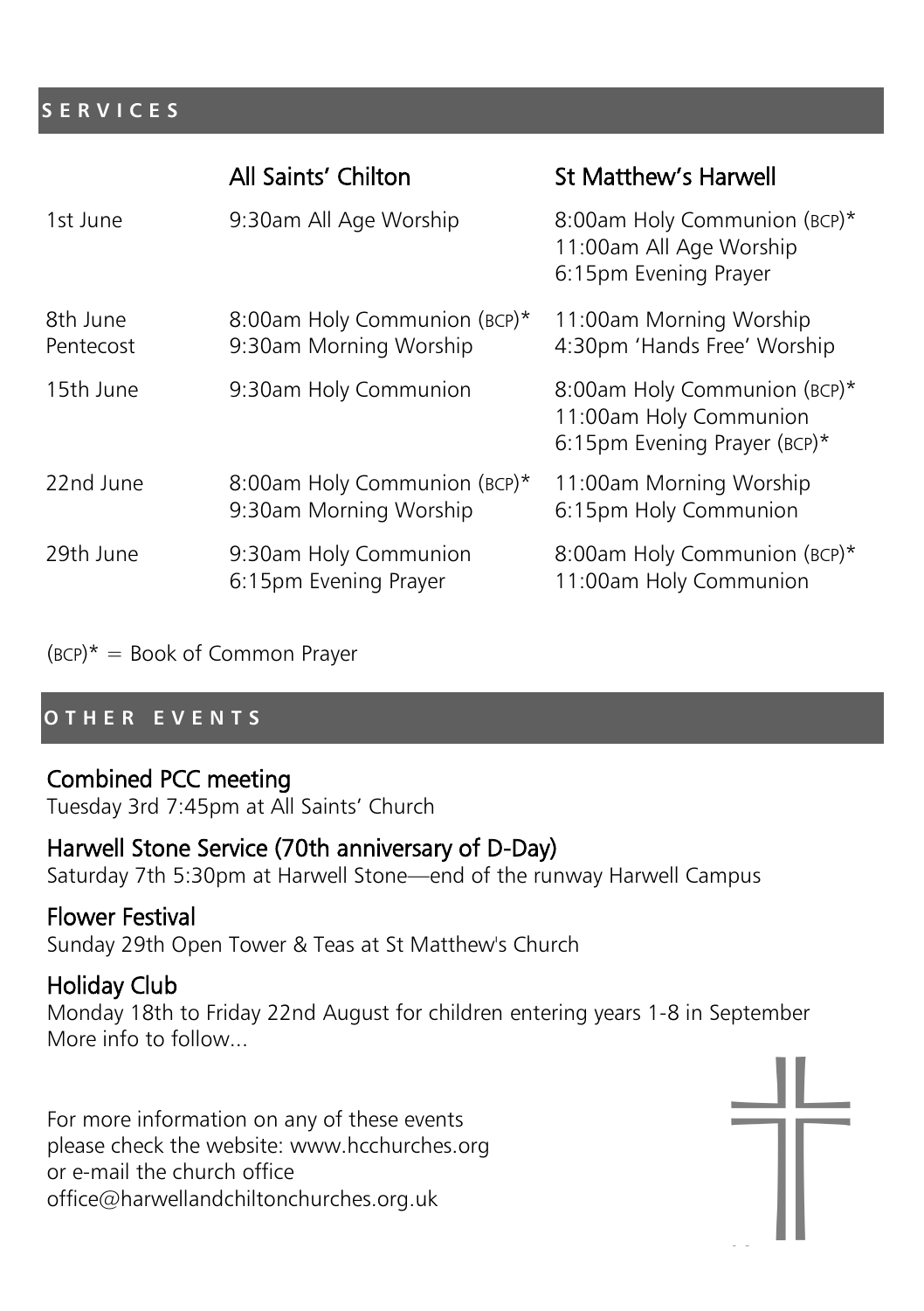## SERVICES

| | All Saints' Chilton | St Matthew's Harwell |
|---|---|---|
| 1st June | 9:30am All Age Worship | 8:00am Holy Communion (BCP)*<br>11:00am All Age Worship<br>6:15pm Evening Prayer |
| 8th June<br>Pentecost | 8:00am Holy Communion (BCP)*<br>9:30am Morning Worship | 11:00am Morning Worship<br>4:30pm 'Hands Free' Worship |
| 15th June | 9:30am Holy Communion | 8:00am Holy Communion (BCP)*<br>11:00am Holy Communion<br>6:15pm Evening Prayer (BCP)* |
| 22nd June | 8:00am Holy Communion (BCP)*<br>9:30am Morning Worship | 11:00am Morning Worship<br>6:15pm Holy Communion |
| 29th June | 9:30am Holy Communion<br>6:15pm Evening Prayer | 8:00am Holy Communion (BCP)*<br>11:00am Holy Communion |

(BCP)* = Book of Common Prayer

## OTHER EVENTS

### Combined PCC meeting
Tuesday 3rd 7:45pm at All Saints' Church

### Harwell Stone Service (70th anniversary of D-Day)
Saturday 7th 5:30pm at Harwell Stone—end of the runway Harwell Campus

### Flower Festival
Sunday 29th Open Tower & Teas at St Matthew's Church

### Holiday Club
Monday 18th to Friday 22nd August for children entering years 1-8 in September
More info to follow...

For more information on any of these events please check the website: www.hcchurches.org or e-mail the church office office@harwellandchiltonchurches.org.uk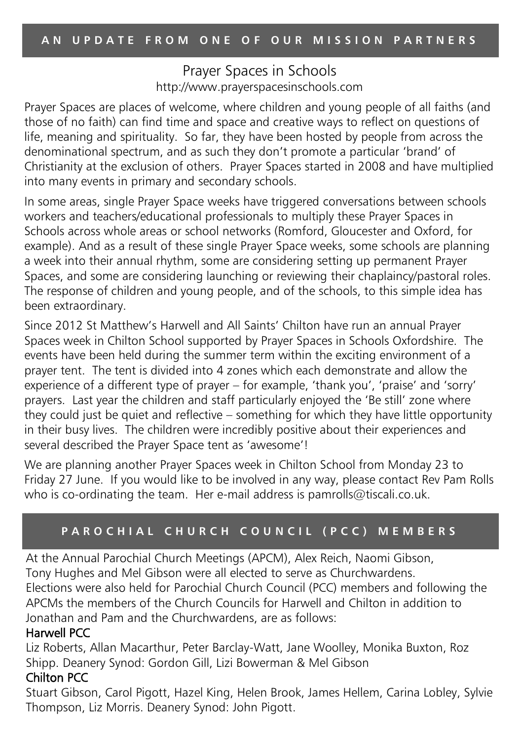## AN UPDATE FROM ONE OF OUR MISSION PARTNERS

### Prayer Spaces in Schools

http://www.prayerspacesinschools.com

Prayer Spaces are places of welcome, where children and young people of all faiths (and those of no faith) can find time and space and creative ways to reflect on questions of life, meaning and spirituality. So far, they have been hosted by people from across the denominational spectrum, and as such they don't promote a particular 'brand' of Christianity at the exclusion of others. Prayer Spaces started in 2008 and have multiplied into many events in primary and secondary schools.

In some areas, single Prayer Space weeks have triggered conversations between schools workers and teachers/educational professionals to multiply these Prayer Spaces in Schools across whole areas or school networks (Romford, Gloucester and Oxford, for example). And as a result of these single Prayer Space weeks, some schools are planning a week into their annual rhythm, some are considering setting up permanent Prayer Spaces, and some are considering launching or reviewing their chaplaincy/pastoral roles. The response of children and young people, and of the schools, to this simple idea has been extraordinary.

Since 2012 St Matthew's Harwell and All Saints' Chilton have run an annual Prayer Spaces week in Chilton School supported by Prayer Spaces in Schools Oxfordshire. The events have been held during the summer term within the exciting environment of a prayer tent. The tent is divided into 4 zones which each demonstrate and allow the experience of a different type of prayer – for example, 'thank you', 'praise' and 'sorry' prayers. Last year the children and staff particularly enjoyed the 'Be still' zone where they could just be quiet and reflective – something for which they have little opportunity in their busy lives. The children were incredibly positive about their experiences and several described the Prayer Space tent as 'awesome'!

We are planning another Prayer Spaces week in Chilton School from Monday 23 to Friday 27 June. If you would like to be involved in any way, please contact Rev Pam Rolls who is co-ordinating the team. Her e-mail address is pamrolls@tiscali.co.uk.

## PAROCHIAL CHURCH COUNCIL (PCC) MEMBERS

At the Annual Parochial Church Meetings (APCM), Alex Reich, Naomi Gibson, Tony Hughes and Mel Gibson were all elected to serve as Churchwardens. Elections were also held for Parochial Church Council (PCC) members and following the APCMs the members of the Church Councils for Harwell and Chilton in addition to Jonathan and Pam and the Churchwardens, are as follows:

**Harwell PCC**

Liz Roberts, Allan Macarthur, Peter Barclay-Watt, Jane Woolley, Monika Buxton, Roz Shipp. Deanery Synod: Gordon Gill, Lizi Bowerman & Mel Gibson

**Chilton PCC**

Stuart Gibson, Carol Pigott, Hazel King, Helen Brook, James Hellem, Carina Lobley, Sylvie Thompson, Liz Morris. Deanery Synod: John Pigott.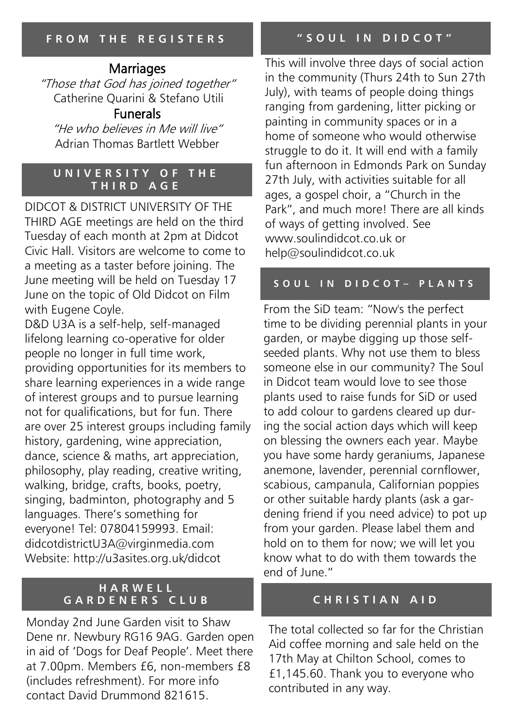## FROM THE REGISTERS

### Marriages

*"Those that God has joined together"*
Catherine Quarini & Stefano Utili

### Funerals

*"He who believes in Me will live"*
Adrian Thomas Bartlett Webber

## UNIVERSITY OF THE THIRD AGE

DIDCOT & DISTRICT UNIVERSITY OF THE THIRD AGE meetings are held on the third Tuesday of each month at 2pm at Didcot Civic Hall. Visitors are welcome to come to a meeting as a taster before joining. The June meeting will be held on Tuesday 17 June on the topic of Old Didcot on Film with Eugene Coyle.

D&D U3A is a self-help, self-managed lifelong learning co-operative for older people no longer in full time work, providing opportunities for its members to share learning experiences in a wide range of interest groups and to pursue learning not for qualifications, but for fun. There are over 25 interest groups including family history, gardening, wine appreciation, dance, science & maths, art appreciation, philosophy, play reading, creative writing, walking, bridge, crafts, books, poetry, singing, badminton, photography and 5 languages. There's something for everyone! Tel: 07804159993. Email: didcotdistrictU3A@virginmedia.com Website: http://u3asites.org.uk/didcot

## HARWELL GARDENERS CLUB

Monday 2nd June Garden visit to Shaw Dene nr. Newbury RG16 9AG. Garden open in aid of 'Dogs for Deaf People'. Meet there at 7.00pm. Members £6, non-members £8 (includes refreshment). For more info contact David Drummond 821615.

## "SOUL IN DIDCOT"

This will involve three days of social action in the community (Thurs 24th to Sun 27th July), with teams of people doing things ranging from gardening, litter picking or painting in community spaces or in a home of someone who would otherwise struggle to do it. It will end with a family fun afternoon in Edmonds Park on Sunday 27th July, with activities suitable for all ages, a gospel choir, a "Church in the Park", and much more! There are all kinds of ways of getting involved. See www.soulindidcot.co.uk or help@soulindidcot.co.uk

## SOUL IN DIDCOT– PLANTS

From the SiD team: "Now's the perfect time to be dividing perennial plants in your garden, or maybe digging up those self-seeded plants. Why not use them to bless someone else in our community? The Soul in Didcot team would love to see those plants used to raise funds for SiD or used to add colour to gardens cleared up during the social action days which will keep on blessing the owners each year. Maybe you have some hardy geraniums, Japanese anemone, lavender, perennial cornflower, scabious, campanula, Californian poppies or other suitable hardy plants (ask a gardening friend if you need advice) to pot up from your garden. Please label them and hold on to them for now; we will let you know what to do with them towards the end of June."

## CHRISTIAN AID

The total collected so far for the Christian Aid coffee morning and sale held on the 17th May at Chilton School, comes to £1,145.60. Thank you to everyone who contributed in any way.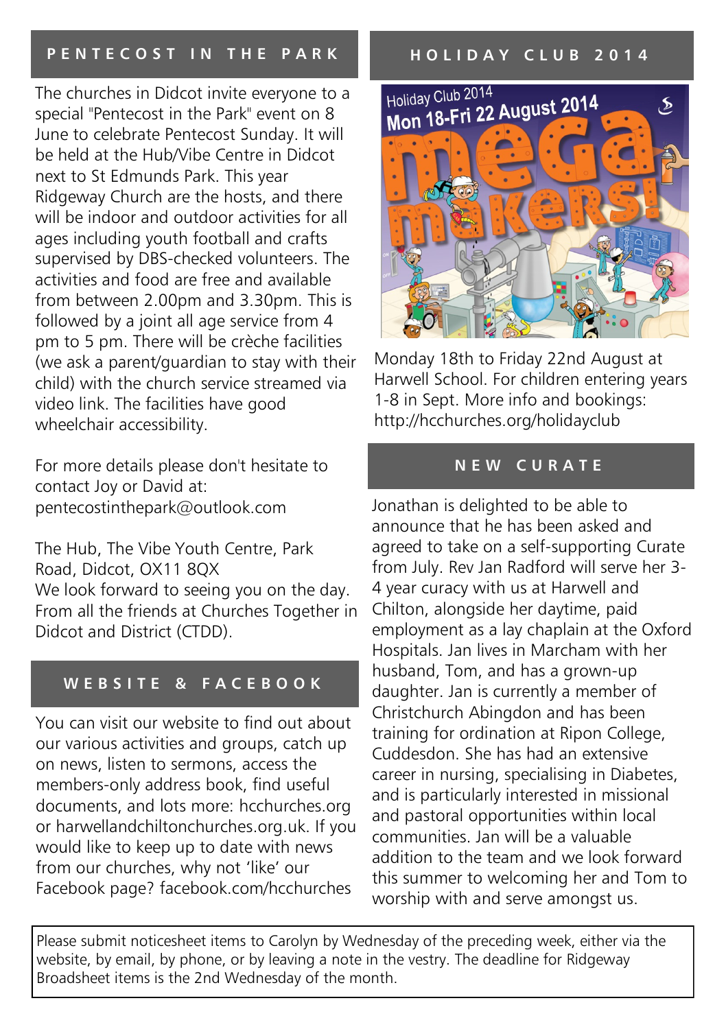## PENTECOST IN THE PARK

The churches in Didcot invite everyone to a special "Pentecost in the Park" event on 8 June to celebrate Pentecost Sunday. It will be held at the Hub/Vibe Centre in Didcot next to St Edmunds Park. This year Ridgeway Church are the hosts, and there will be indoor and outdoor activities for all ages including youth football and crafts supervised by DBS-checked volunteers. The activities and food are free and available from between 2.00pm and 3.30pm. This is followed by a joint all age service from 4 pm to 5 pm. There will be crèche facilities (we ask a parent/guardian to stay with their child) with the church service streamed via video link. The facilities have good wheelchair accessibility.

For more details please don't hesitate to contact Joy or David at: pentecostinthepark@outlook.com

The Hub, The Vibe Youth Centre, Park Road, Didcot, OX11 8QX
We look forward to seeing you on the day. From all the friends at Churches Together in Didcot and District (CTDD).

## WEBSITE & FACEBOOK

You can visit our website to find out about our various activities and groups, catch up on news, listen to sermons, access the members-only address book, find useful documents, and lots more: hcchurches.org or harwellandchiltonchurches.org.uk. If you would like to keep up to date with news from our churches, why not 'like' our Facebook page? facebook.com/hcchurches

## HOLIDAY CLUB 2014

Holiday Club 2014
Mon 18-Fri 22 August 2014
mega makers!

Monday 18th to Friday 22nd August at Harwell School. For children entering years 1-8 in Sept. More info and bookings: http://hcchurches.org/holidayclub

## NEW CURATE

Jonathan is delighted to be able to announce that he has been asked and agreed to take on a self-supporting Curate from July. Rev Jan Radford will serve her 3-4 year curacy with us at Harwell and Chilton, alongside her daytime, paid employment as a lay chaplain at the Oxford Hospitals. Jan lives in Marcham with her husband, Tom, and has a grown-up daughter. Jan is currently a member of Christchurch Abingdon and has been training for ordination at Ripon College, Cuddesdon. She has had an extensive career in nursing, specialising in Diabetes, and is particularly interested in missional and pastoral opportunities within local communities. Jan will be a valuable addition to the team and we look forward this summer to welcoming her and Tom to worship with and serve amongst us.

---

Please submit noticesheet items to Carolyn by Wednesday of the preceding week, either via the website, by email, by phone, or by leaving a note in the vestry. The deadline for Ridgeway Broadsheet items is the 2nd Wednesday of the month.